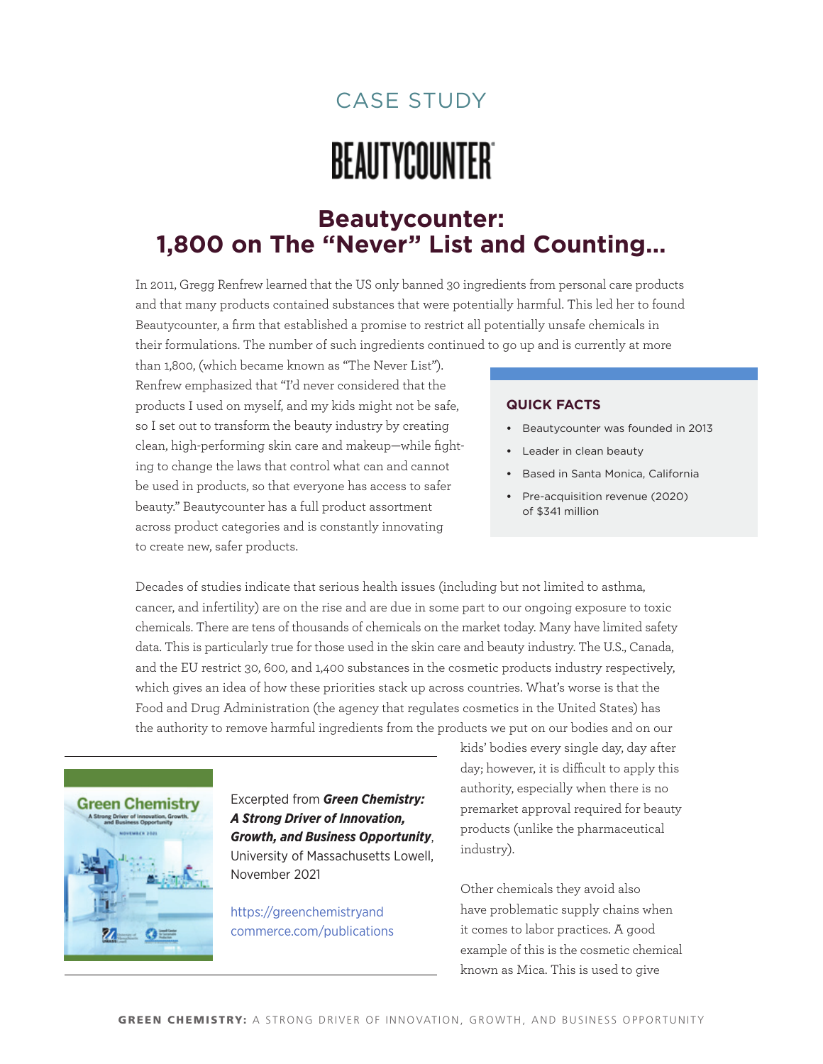CASE STUDY

BEAUTYCOUNTER

# Beautycounter: 1,800 on The "Never" List and Counting...

In 2011, Gregg Renfrew learned that the US only banned 30 ingredients from personal care products and that many products contained substances that were potentially harmful. This led her to found Beautycounter, a firm that established a promise to restrict all potentially unsafe chemicals in their formulations. The number of such ingredients continued to go up and is currently at more than 1,800, (which became known as "The Never List"). Renfrew emphasized that "I'd never considered that the products I used on myself, and my kids might not be safe, so I set out to transform the beauty industry by creating clean, high-performing skin care and makeup—while fighting to change the laws that control what can and cannot be used in products, so that everyone has access to safer beauty." Beautycounter has a full product assortment across product categories and is constantly innovating to create new, safer products.

### QUICK FACTS

- Beautycounter was founded in 2013
- Leader in clean beauty
- Based in Santa Monica, California
- Pre-acquisition revenue (2020) of $341 million

Decades of studies indicate that serious health issues (including but not limited to asthma, cancer, and infertility) are on the rise and are due in some part to our ongoing exposure to toxic chemicals. There are tens of thousands of chemicals on the market today. Many have limited safety data. This is particularly true for those used in the skin care and beauty industry. The U.S., Canada, and the EU restrict 30, 600, and 1,400 substances in the cosmetic products industry respectively, which gives an idea of how these priorities stack up across countries. What's worse is that the Food and Drug Administration (the agency that regulates cosmetics in the United States) has the authority to remove harmful ingredients from the products we put on our bodies and on our kids' bodies every single day, day after day; however, it is difficult to apply this authority, especially when there is no premarket approval required for beauty products (unlike the pharmaceutical industry).

Other chemicals they avoid also have problematic supply chains when it comes to labor practices. A good example of this is the cosmetic chemical known as Mica. This is used to give

Excerpted from ***Green Chemistry: A Strong Driver of Innovation, Growth, and Business Opportunity***, University of Massachusetts Lowell, November 2021

https://greenchemistryandcommerce.com/publications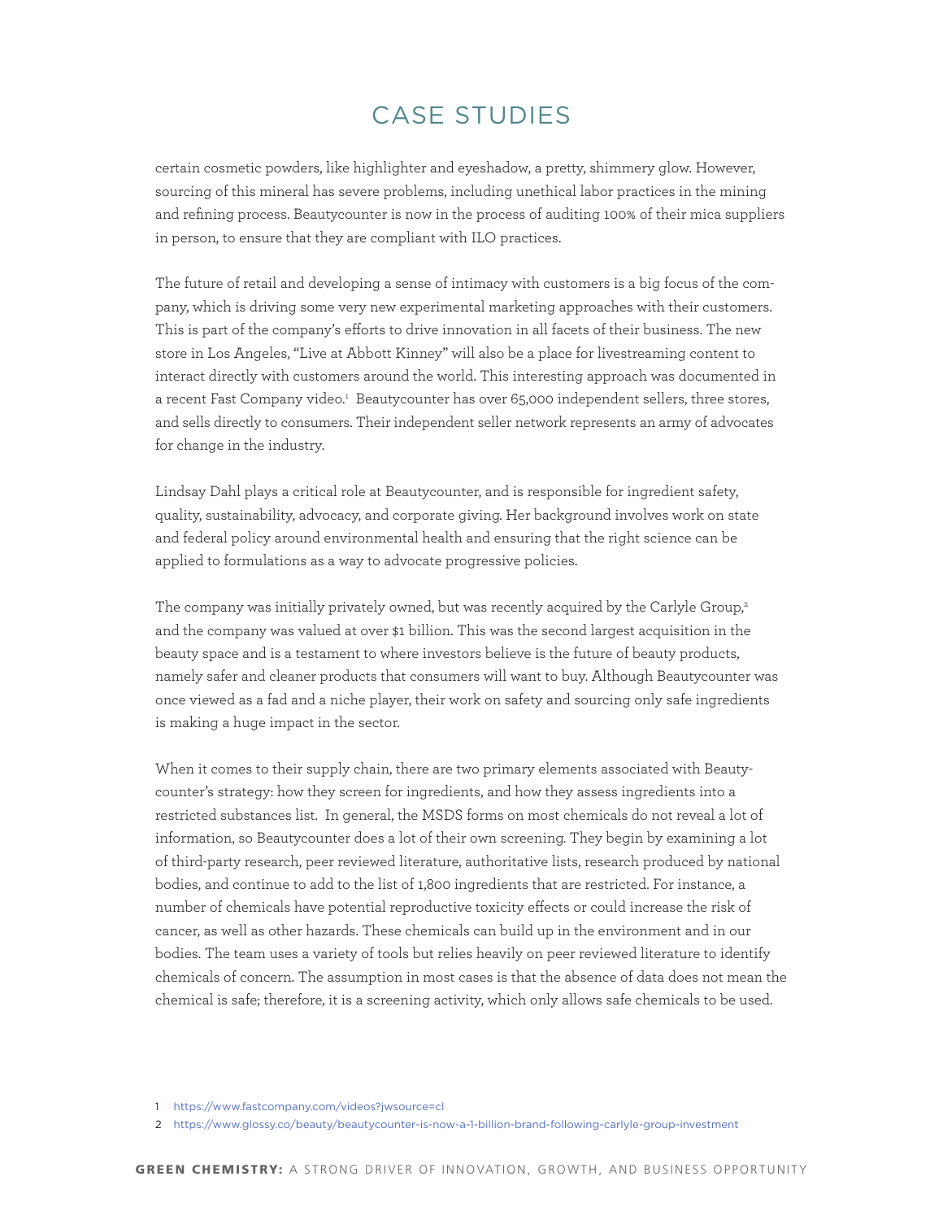# CASE STUDIES

certain cosmetic powders, like highlighter and eyeshadow, a pretty, shimmery glow. However, sourcing of this mineral has severe problems, including unethical labor practices in the mining and refining process. Beautycounter is now in the process of auditing 100% of their mica suppliers in person, to ensure that they are compliant with ILO practices.

The future of retail and developing a sense of intimacy with customers is a big focus of the company, which is driving some very new experimental marketing approaches with their customers. This is part of the company's efforts to drive innovation in all facets of their business. The new store in Los Angeles, "Live at Abbott Kinney" will also be a place for livestreaming content to interact directly with customers around the world. This interesting approach was documented in a recent Fast Company video.[1] Beautycounter has over 65,000 independent sellers, three stores, and sells directly to consumers. Their independent seller network represents an army of advocates for change in the industry.

Lindsay Dahl plays a critical role at Beautycounter, and is responsible for ingredient safety, quality, sustainability, advocacy, and corporate giving. Her background involves work on state and federal policy around environmental health and ensuring that the right science can be applied to formulations as a way to advocate progressive policies.

The company was initially privately owned, but was recently acquired by the Carlyle Group,[2] and the company was valued at over $1 billion. This was the second largest acquisition in the beauty space and is a testament to where investors believe is the future of beauty products, namely safer and cleaner products that consumers will want to buy. Although Beautycounter was once viewed as a fad and a niche player, their work on safety and sourcing only safe ingredients is making a huge impact in the sector.

When it comes to their supply chain, there are two primary elements associated with Beautycounter's strategy: how they screen for ingredients, and how they assess ingredients into a restricted substances list. In general, the MSDS forms on most chemicals do not reveal a lot of information, so Beautycounter does a lot of their own screening. They begin by examining a lot of third-party research, peer reviewed literature, authoritative lists, research produced by national bodies, and continue to add to the list of 1,800 ingredients that are restricted. For instance, a number of chemicals have potential reproductive toxicity effects or could increase the risk of cancer, as well as other hazards. These chemicals can build up in the environment and in our bodies. The team uses a variety of tools but relies heavily on peer reviewed literature to identify chemicals of concern. The assumption in most cases is that the absence of data does not mean the chemical is safe; therefore, it is a screening activity, which only allows safe chemicals to be used.

1 https://www.fastcompany.com/videos?jwsource=cl

2 https://www.glossy.co/beauty/beautycounter-is-now-a-1-billion-brand-following-carlyle-group-investment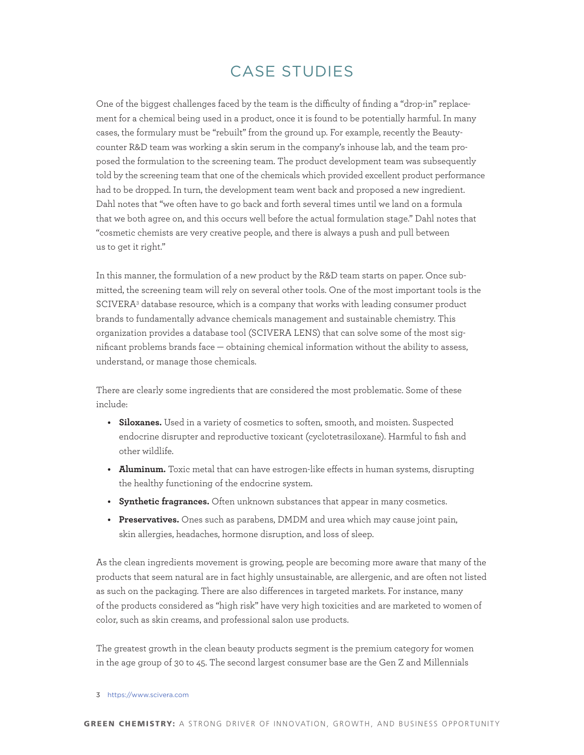# CASE STUDIES

One of the biggest challenges faced by the team is the difficulty of finding a "drop-in" replacement for a chemical being used in a product, once it is found to be potentially harmful. In many cases, the formulary must be "rebuilt" from the ground up. For example, recently the Beautycounter R&D team was working a skin serum in the company's inhouse lab, and the team proposed the formulation to the screening team. The product development team was subsequently told by the screening team that one of the chemicals which provided excellent product performance had to be dropped. In turn, the development team went back and proposed a new ingredient. Dahl notes that "we often have to go back and forth several times until we land on a formula that we both agree on, and this occurs well before the actual formulation stage." Dahl notes that "cosmetic chemists are very creative people, and there is always a push and pull between us to get it right."

In this manner, the formulation of a new product by the R&D team starts on paper. Once submitted, the screening team will rely on several other tools. One of the most important tools is the SCIVERA[3] database resource, which is a company that works with leading consumer product brands to fundamentally advance chemicals management and sustainable chemistry. This organization provides a database tool (SCIVERA LENS) that can solve some of the most significant problems brands face — obtaining chemical information without the ability to assess, understand, or manage those chemicals.

There are clearly some ingredients that are considered the most problematic. Some of these include:

- **Siloxanes.** Used in a variety of cosmetics to soften, smooth, and moisten. Suspected endocrine disrupter and reproductive toxicant (cyclotetrasiloxane). Harmful to fish and other wildlife.
- **Aluminum.** Toxic metal that can have estrogen-like effects in human systems, disrupting the healthy functioning of the endocrine system.
- **Synthetic fragrances.** Often unknown substances that appear in many cosmetics.
- **Preservatives.** Ones such as parabens, DMDM and urea which may cause joint pain, skin allergies, headaches, hormone disruption, and loss of sleep.

As the clean ingredients movement is growing, people are becoming more aware that many of the products that seem natural are in fact highly unsustainable, are allergenic, and are often not listed as such on the packaging. There are also differences in targeted markets. For instance, many of the products considered as "high risk" have very high toxicities and are marketed to women of color, such as skin creams, and professional salon use products.

The greatest growth in the clean beauty products segment is the premium category for women in the age group of 30 to 45. The second largest consumer base are the Gen Z and Millennials

3 https://www.scivera.com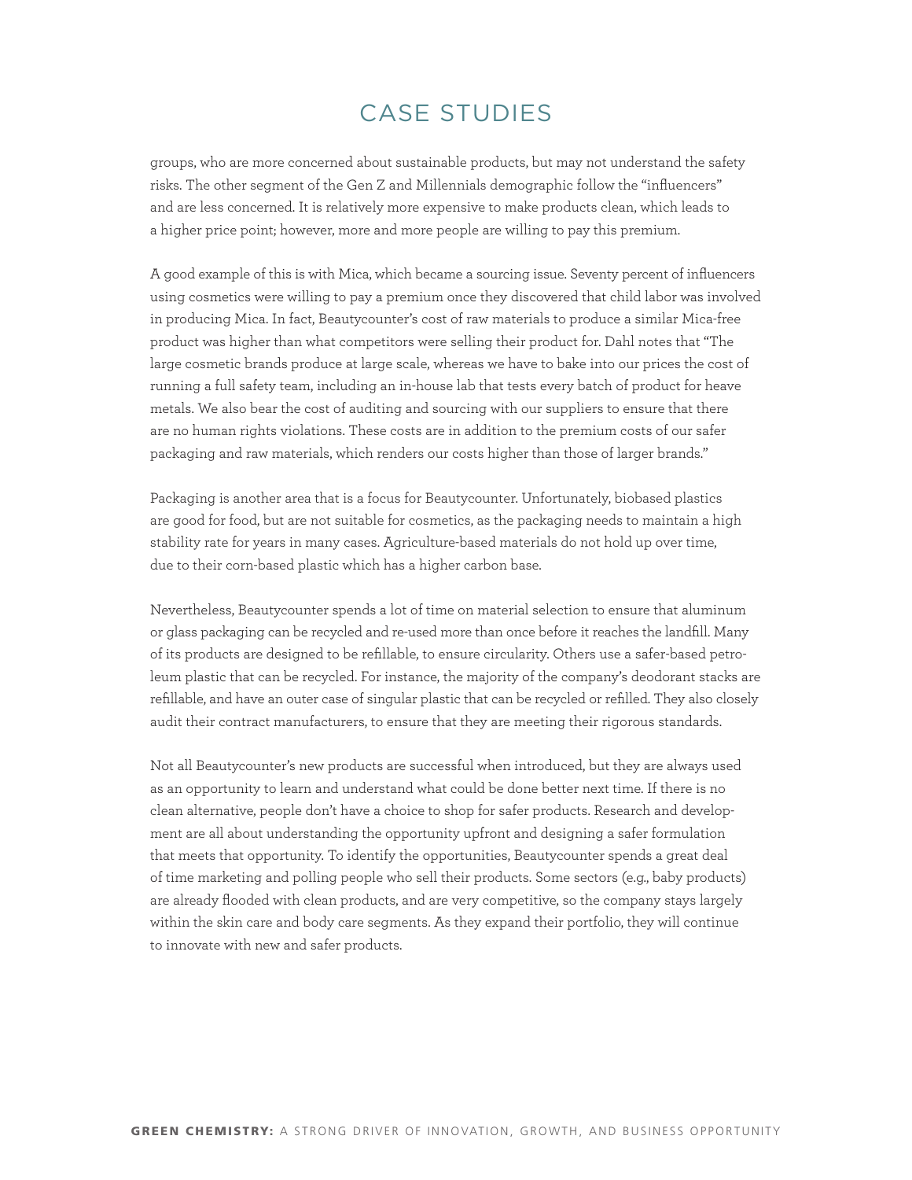# CASE STUDIES

groups, who are more concerned about sustainable products, but may not understand the safety risks. The other segment of the Gen Z and Millennials demographic follow the "influencers" and are less concerned. It is relatively more expensive to make products clean, which leads to a higher price point; however, more and more people are willing to pay this premium.

A good example of this is with Mica, which became a sourcing issue. Seventy percent of influencers using cosmetics were willing to pay a premium once they discovered that child labor was involved in producing Mica. In fact, Beautycounter's cost of raw materials to produce a similar Mica-free product was higher than what competitors were selling their product for. Dahl notes that "The large cosmetic brands produce at large scale, whereas we have to bake into our prices the cost of running a full safety team, including an in-house lab that tests every batch of product for heave metals. We also bear the cost of auditing and sourcing with our suppliers to ensure that there are no human rights violations. These costs are in addition to the premium costs of our safer packaging and raw materials, which renders our costs higher than those of larger brands."

Packaging is another area that is a focus for Beautycounter. Unfortunately, biobased plastics are good for food, but are not suitable for cosmetics, as the packaging needs to maintain a high stability rate for years in many cases. Agriculture-based materials do not hold up over time, due to their corn-based plastic which has a higher carbon base.

Nevertheless, Beautycounter spends a lot of time on material selection to ensure that aluminum or glass packaging can be recycled and re-used more than once before it reaches the landfill. Many of its products are designed to be refillable, to ensure circularity. Others use a safer-based petroleum plastic that can be recycled. For instance, the majority of the company's deodorant stacks are refillable, and have an outer case of singular plastic that can be recycled or refilled. They also closely audit their contract manufacturers, to ensure that they are meeting their rigorous standards.

Not all Beautycounter's new products are successful when introduced, but they are always used as an opportunity to learn and understand what could be done better next time. If there is no clean alternative, people don't have a choice to shop for safer products. Research and development are all about understanding the opportunity upfront and designing a safer formulation that meets that opportunity. To identify the opportunities, Beautycounter spends a great deal of time marketing and polling people who sell their products. Some sectors (e.g., baby products) are already flooded with clean products, and are very competitive, so the company stays largely within the skin care and body care segments. As they expand their portfolio, they will continue to innovate with new and safer products.